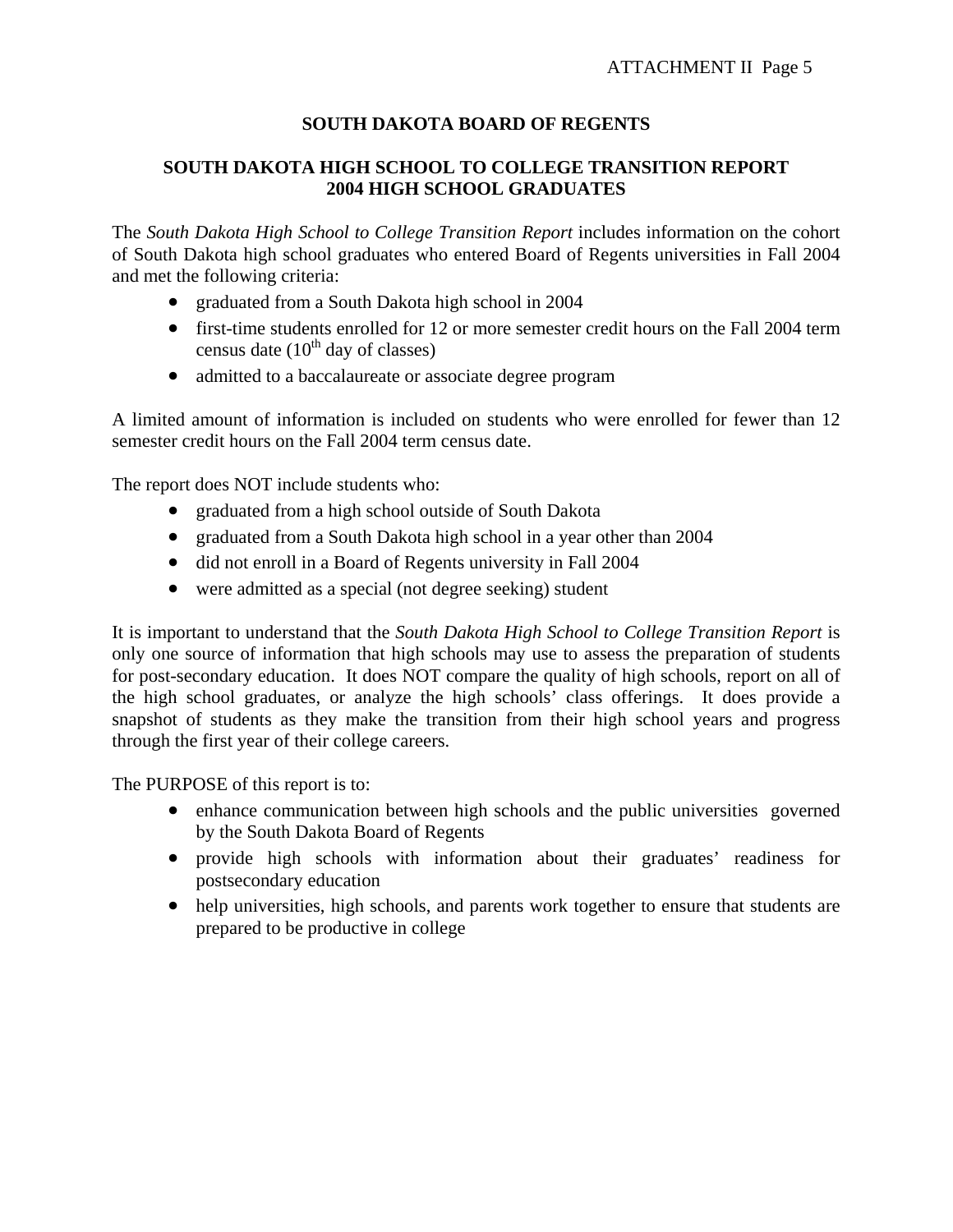# SOUTH DAKOTA BOARD OF REGENTS

## SOUTH DAKOTA HIGH SCHOOL TO COLLEGE TRANSITION REPORT 2004 HIGH SCHOOL GRADUATES

The *South Dakota High School to College Transition Report* includes information on the cohort of South Dakota high school graduates who entered Board of Regents universities in Fall 2004 and met the following criteria:

- graduated from a South Dakota high school in 2004
- first-time students enrolled for 12 or more semester credit hours on the Fall 2004 term census date (10th day of classes)
- admitted to a baccalaureate or associate degree program

A limited amount of information is included on students who were enrolled for fewer than 12 semester credit hours on the Fall 2004 term census date.

The report does NOT include students who:

- graduated from a high school outside of South Dakota
- graduated from a South Dakota high school in a year other than 2004
- did not enroll in a Board of Regents university in Fall 2004
- were admitted as a special (not degree seeking) student

It is important to understand that the *South Dakota High School to College Transition Report* is only one source of information that high schools may use to assess the preparation of students for post-secondary education. It does NOT compare the quality of high schools, report on all of the high school graduates, or analyze the high schools' class offerings. It does provide a snapshot of students as they make the transition from their high school years and progress through the first year of their college careers.

The PURPOSE of this report is to:

- enhance communication between high schools and the public universities governed by the South Dakota Board of Regents
- provide high schools with information about their graduates' readiness for postsecondary education
- help universities, high schools, and parents work together to ensure that students are prepared to be productive in college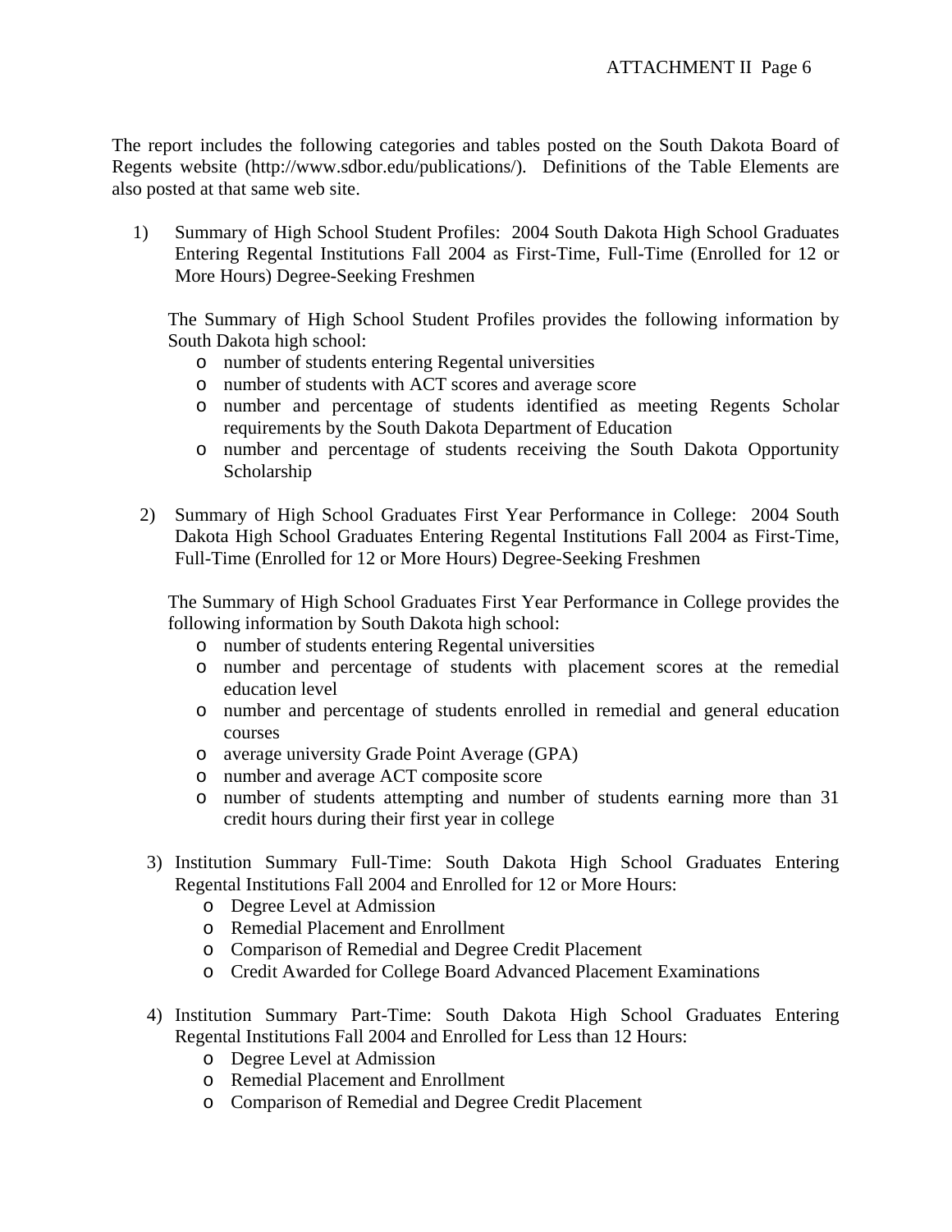The report includes the following categories and tables posted on the South Dakota Board of Regents website (http://www.sdbor.edu/publications/). Definitions of the Table Elements are also posted at that same web site.

1) Summary of High School Student Profiles: 2004 South Dakota High School Graduates Entering Regental Institutions Fall 2004 as First-Time, Full-Time (Enrolled for 12 or More Hours) Degree-Seeking Freshmen

   The Summary of High School Student Profiles provides the following information by South Dakota high school:
   - number of students entering Regental universities
   - number of students with ACT scores and average score
   - number and percentage of students identified as meeting Regents Scholar requirements by the South Dakota Department of Education
   - number and percentage of students receiving the South Dakota Opportunity Scholarship

2) Summary of High School Graduates First Year Performance in College: 2004 South Dakota High School Graduates Entering Regental Institutions Fall 2004 as First-Time, Full-Time (Enrolled for 12 or More Hours) Degree-Seeking Freshmen

   The Summary of High School Graduates First Year Performance in College provides the following information by South Dakota high school:
   - number of students entering Regental universities
   - number and percentage of students with placement scores at the remedial education level
   - number and percentage of students enrolled in remedial and general education courses
   - average university Grade Point Average (GPA)
   - number and average ACT composite score
   - number of students attempting and number of students earning more than 31 credit hours during their first year in college

3) Institution Summary Full-Time: South Dakota High School Graduates Entering Regental Institutions Fall 2004 and Enrolled for 12 or More Hours:
   - Degree Level at Admission
   - Remedial Placement and Enrollment
   - Comparison of Remedial and Degree Credit Placement
   - Credit Awarded for College Board Advanced Placement Examinations

4) Institution Summary Part-Time: South Dakota High School Graduates Entering Regental Institutions Fall 2004 and Enrolled for Less than 12 Hours:
   - Degree Level at Admission
   - Remedial Placement and Enrollment
   - Comparison of Remedial and Degree Credit Placement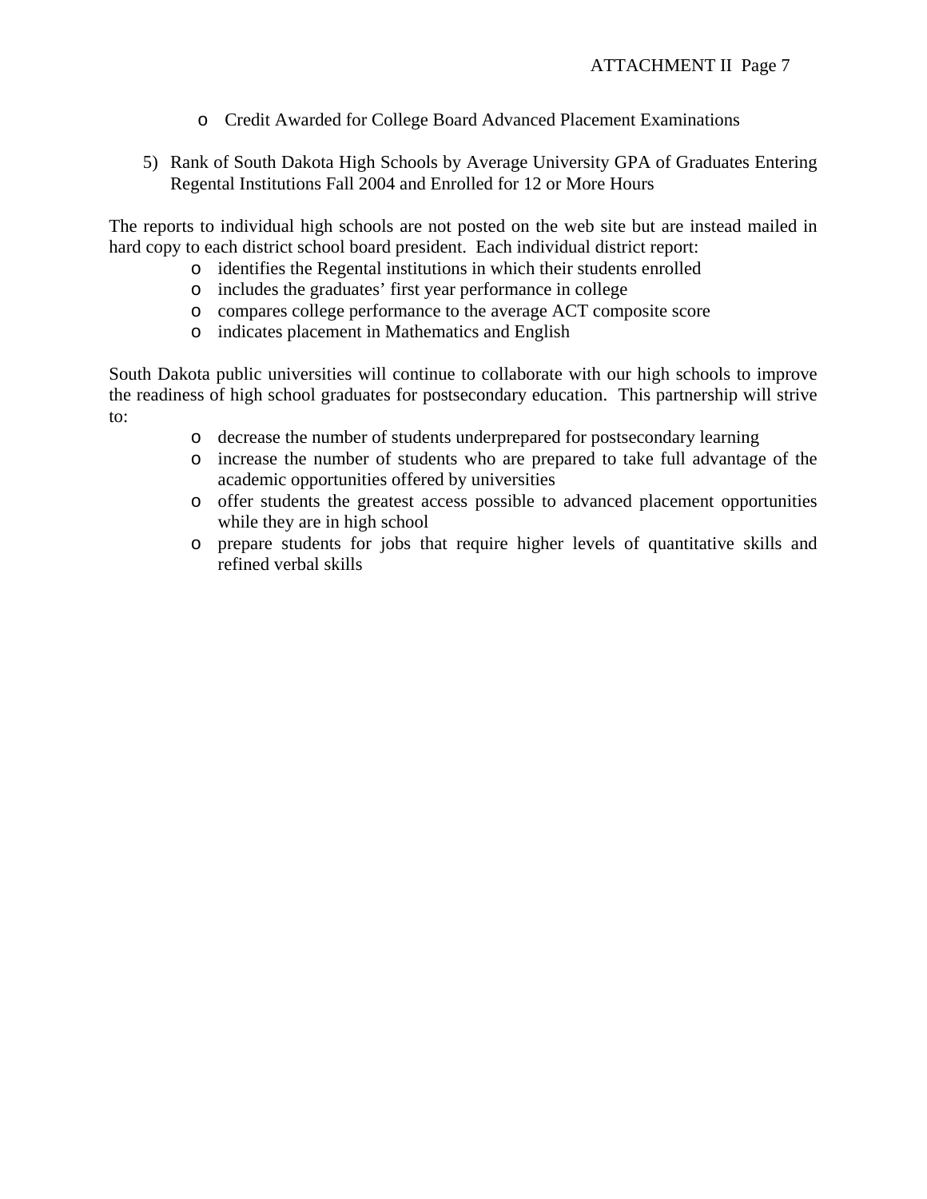- Credit Awarded for College Board Advanced Placement Examinations

5) Rank of South Dakota High Schools by Average University GPA of Graduates Entering Regental Institutions Fall 2004 and Enrolled for 12 or More Hours

The reports to individual high schools are not posted on the web site but are instead mailed in hard copy to each district school board president. Each individual district report:

- identifies the Regental institutions in which their students enrolled
- includes the graduates' first year performance in college
- compares college performance to the average ACT composite score
- indicates placement in Mathematics and English

South Dakota public universities will continue to collaborate with our high schools to improve the readiness of high school graduates for postsecondary education. This partnership will strive to:

- decrease the number of students underprepared for postsecondary learning
- increase the number of students who are prepared to take full advantage of the academic opportunities offered by universities
- offer students the greatest access possible to advanced placement opportunities while they are in high school
- prepare students for jobs that require higher levels of quantitative skills and refined verbal skills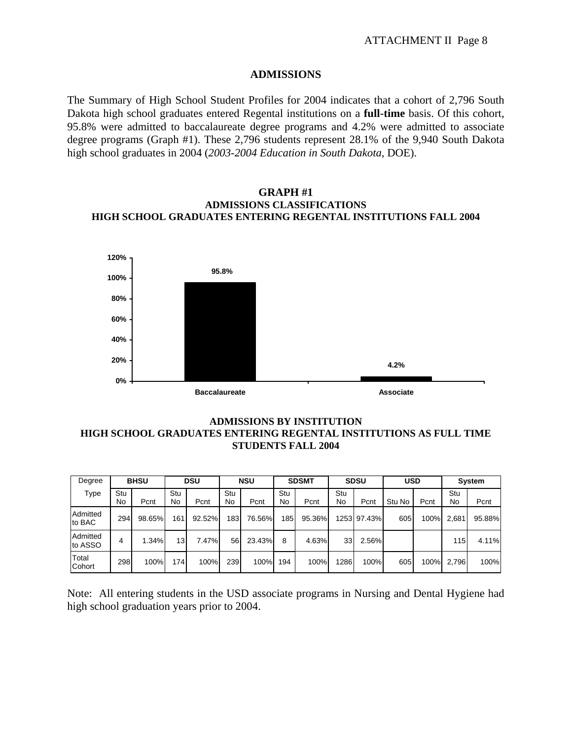## ADMISSIONS

The Summary of High School Student Profiles for 2004 indicates that a cohort of 2,796 South Dakota high school graduates entered Regental institutions on a **full-time** basis. Of this cohort, 95.8% were admitted to baccalaureate degree programs and 4.2% were admitted to associate degree programs (Graph #1). These 2,796 students represent 28.1% of the 9,940 South Dakota high school graduates in 2004 (*2003-2004 Education in South Dakota*, DOE).

### GRAPH #1
### ADMISSIONS CLASSIFICATIONS
### HIGH SCHOOL GRADUATES ENTERING REGENTAL INSTITUTIONS FALL 2004

| Classification | Percent |
|---|---|
| Baccalaureate | 95.8% |
| Associate | 4.2% |

### ADMISSIONS BY INSTITUTION
### HIGH SCHOOL GRADUATES ENTERING REGENTAL INSTITUTIONS AS FULL TIME STUDENTS FALL 2004

| Degree | BHSU | | DSU | | NSU | | SDSMT | | SDSU | | USD | | System | |
|---|---|---|---|---|---|---|---|---|---|---|---|---|---|---|
| Type | Stu No | Pcnt | Stu No | Pcnt | Stu No | Pcnt | Stu No | Pcnt | Stu No | Pcnt | Stu No | Pcnt | Stu No | Pcnt |
| Admitted to BAC | 294 | 98.65% | 161 | 92.52% | 183 | 76.56% | 185 | 95.36% | 1253 | 97.43% | 605 | 100% | 2,681 | 95.88% |
| Admitted to ASSO | 4 | 1.34% | 13 | 7.47% | 56 | 23.43% | 8 | 4.63% | 33 | 2.56% | | | 115 | 4.11% |
| Total Cohort | 298 | 100% | 174 | 100% | 239 | 100% | 194 | 100% | 1286 | 100% | 605 | 100% | 2,796 | 100% |

Note: All entering students in the USD associate programs in Nursing and Dental Hygiene had high school graduation years prior to 2004.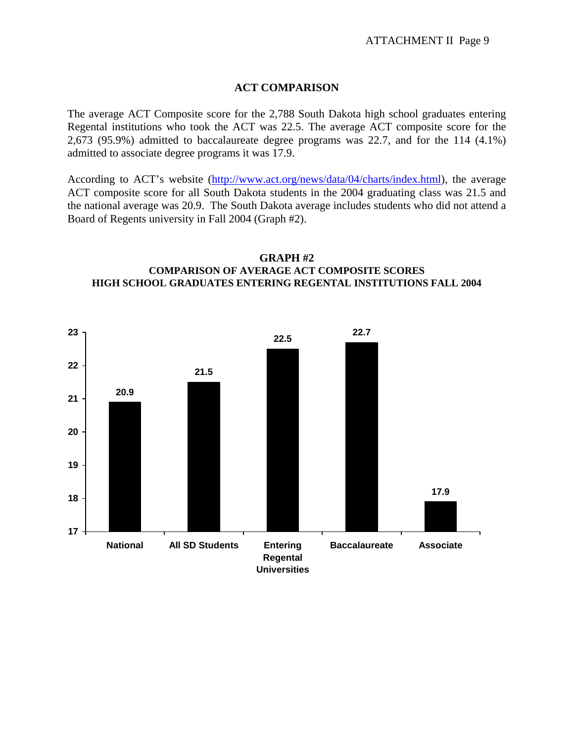## ACT COMPARISON

The average ACT Composite score for the 2,788 South Dakota high school graduates entering Regental institutions who took the ACT was 22.5. The average ACT composite score for the 2,673 (95.9%) admitted to baccalaureate degree programs was 22.7, and for the 114 (4.1%) admitted to associate degree programs it was 17.9.

According to ACT's website (http://www.act.org/news/data/04/charts/index.html), the average ACT composite score for all South Dakota students in the 2004 graduating class was 21.5 and the national average was 20.9. The South Dakota average includes students who did not attend a Board of Regents university in Fall 2004 (Graph #2).

**GRAPH #2**
**COMPARISON OF AVERAGE ACT COMPOSITE SCORES**
**HIGH SCHOOL GRADUATES ENTERING REGENTAL INSTITUTIONS FALL 2004**

| Group | Average ACT Composite Score |
|---|---|
| National | 20.9 |
| All SD Students | 21.5 |
| Entering Regental Universities | 22.5 |
| Baccalaureate | 22.7 |
| Associate | 17.9 |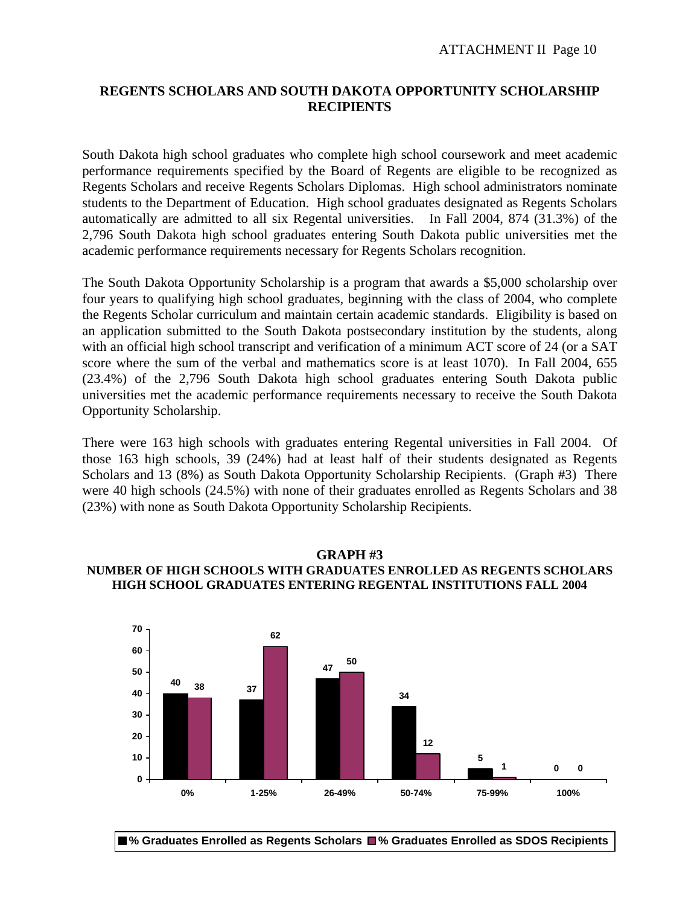## REGENTS SCHOLARS AND SOUTH DAKOTA OPPORTUNITY SCHOLARSHIP RECIPIENTS

South Dakota high school graduates who complete high school coursework and meet academic performance requirements specified by the Board of Regents are eligible to be recognized as Regents Scholars and receive Regents Scholars Diplomas. High school administrators nominate students to the Department of Education. High school graduates designated as Regents Scholars automatically are admitted to all six Regental universities. In Fall 2004, 874 (31.3%) of the 2,796 South Dakota high school graduates entering South Dakota public universities met the academic performance requirements necessary for Regents Scholars recognition.

The South Dakota Opportunity Scholarship is a program that awards a $5,000 scholarship over four years to qualifying high school graduates, beginning with the class of 2004, who complete the Regents Scholar curriculum and maintain certain academic standards. Eligibility is based on an application submitted to the South Dakota postsecondary institution by the students, along with an official high school transcript and verification of a minimum ACT score of 24 (or a SAT score where the sum of the verbal and mathematics score is at least 1070). In Fall 2004, 655 (23.4%) of the 2,796 South Dakota high school graduates entering South Dakota public universities met the academic performance requirements necessary to receive the South Dakota Opportunity Scholarship.

There were 163 high schools with graduates entering Regental universities in Fall 2004. Of those 163 high schools, 39 (24%) had at least half of their students designated as Regents Scholars and 13 (8%) as South Dakota Opportunity Scholarship Recipients. (Graph #3) There were 40 high schools (24.5%) with none of their graduates enrolled as Regents Scholars and 38 (23%) with none as South Dakota Opportunity Scholarship Recipients.

**GRAPH #3**
**NUMBER OF HIGH SCHOOLS WITH GRADUATES ENROLLED AS REGENTS SCHOLARS HIGH SCHOOL GRADUATES ENTERING REGENTAL INSTITUTIONS FALL 2004**

| | 0% | 1-25% | 26-49% | 50-74% | 75-99% | 100% |
|---|---|---|---|---|---|---|
| % Graduates Enrolled as Regents Scholars | 40 | 37 | 47 | 34 | 5 | 0 |
| % Graduates Enrolled as SDOS Recipients | 38 | 62 | 50 | 12 | 1 | 0 |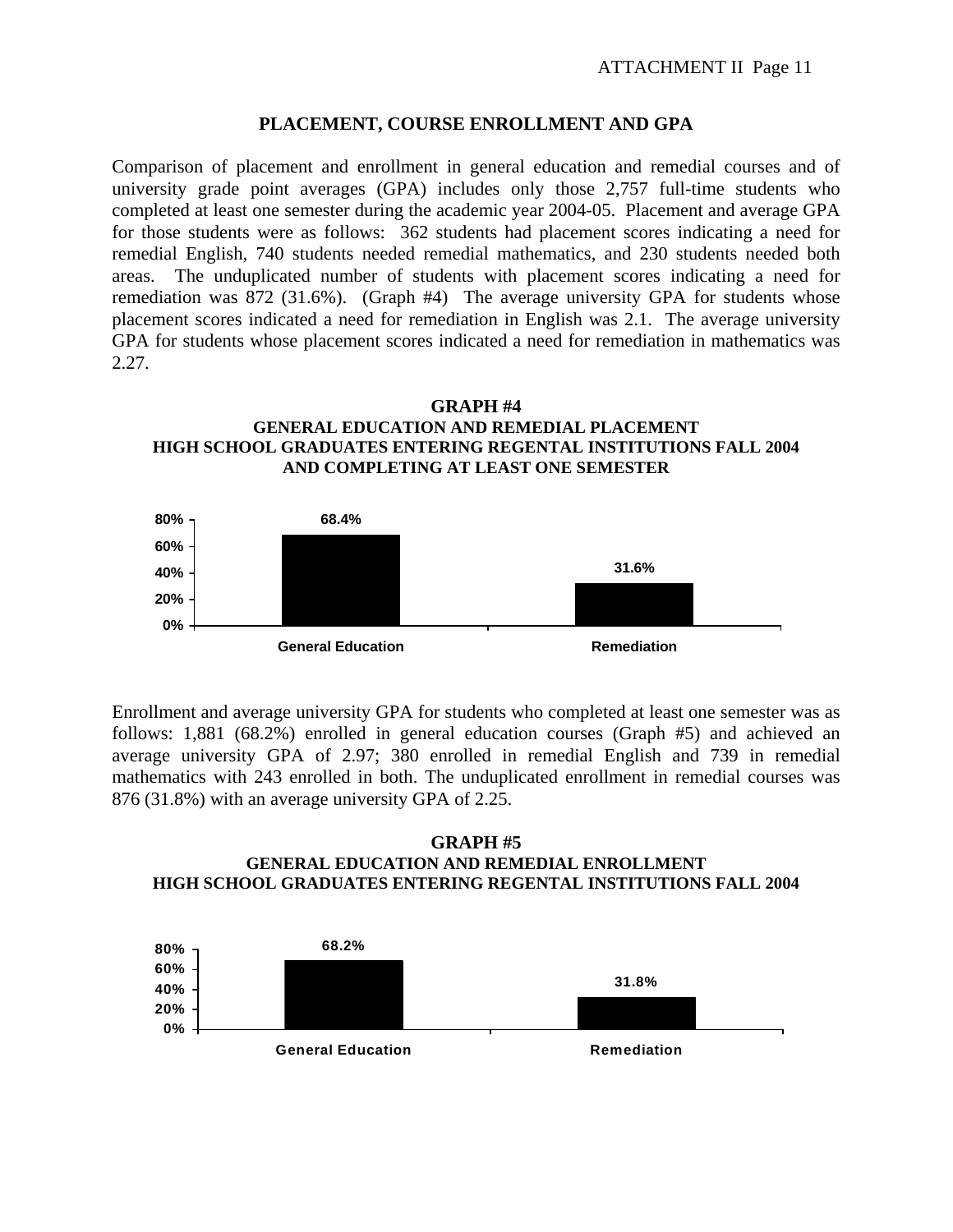## PLACEMENT, COURSE ENROLLMENT AND GPA

Comparison of placement and enrollment in general education and remedial courses and of university grade point averages (GPA) includes only those 2,757 full-time students who completed at least one semester during the academic year 2004-05. Placement and average GPA for those students were as follows: 362 students had placement scores indicating a need for remedial English, 740 students needed remedial mathematics, and 230 students needed both areas. The unduplicated number of students with placement scores indicating a need for remediation was 872 (31.6%). (Graph #4) The average university GPA for students whose placement scores indicated a need for remediation in English was 2.1. The average university GPA for students whose placement scores indicated a need for remediation in mathematics was 2.27.

**GRAPH #4**
**GENERAL EDUCATION AND REMEDIAL PLACEMENT**
**HIGH SCHOOL GRADUATES ENTERING REGENTAL INSTITUTIONS FALL 2004**
**AND COMPLETING AT LEAST ONE SEMESTER**

| General Education | Remediation |
|---|---|
| 68.4% | 31.6% |

Enrollment and average university GPA for students who completed at least one semester was as follows: 1,881 (68.2%) enrolled in general education courses (Graph #5) and achieved an average university GPA of 2.97; 380 enrolled in remedial English and 739 in remedial mathematics with 243 enrolled in both. The unduplicated enrollment in remedial courses was 876 (31.8%) with an average university GPA of 2.25.

**GRAPH #5**
**GENERAL EDUCATION AND REMEDIAL ENROLLMENT**
**HIGH SCHOOL GRADUATES ENTERING REGENTAL INSTITUTIONS FALL 2004**

| General Education | Remediation |
|---|---|
| 68.2% | 31.8% |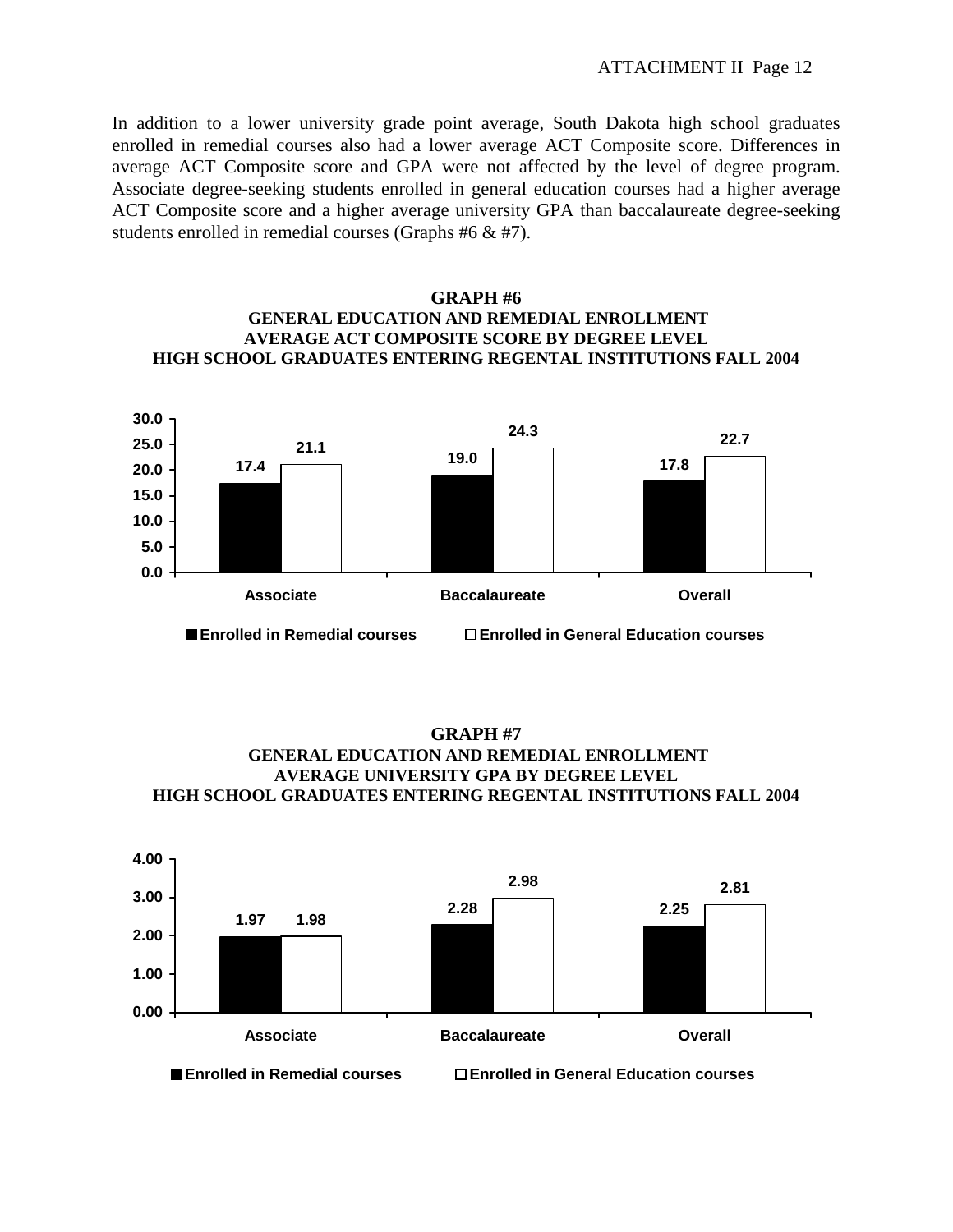In addition to a lower university grade point average, South Dakota high school graduates enrolled in remedial courses also had a lower average ACT Composite score. Differences in average ACT Composite score and GPA were not affected by the level of degree program. Associate degree-seeking students enrolled in general education courses had a higher average ACT Composite score and a higher average university GPA than baccalaureate degree-seeking students enrolled in remedial courses (Graphs #6 & #7).

**GRAPH #6**
**GENERAL EDUCATION AND REMEDIAL ENROLLMENT**
**AVERAGE ACT COMPOSITE SCORE BY DEGREE LEVEL**
**HIGH SCHOOL GRADUATES ENTERING REGENTAL INSTITUTIONS FALL 2004**

| | Enrolled in Remedial courses | Enrolled in General Education courses |
|---|---|---|
| Associate | 17.4 | 21.1 |
| Baccalaureate | 19.0 | 24.3 |
| Overall | 17.8 | 22.7 |

**GRAPH #7**
**GENERAL EDUCATION AND REMEDIAL ENROLLMENT**
**AVERAGE UNIVERSITY GPA BY DEGREE LEVEL**
**HIGH SCHOOL GRADUATES ENTERING REGENTAL INSTITUTIONS FALL 2004**

| | Enrolled in Remedial courses | Enrolled in General Education courses |
|---|---|---|
| Associate | 1.97 | 1.98 |
| Baccalaureate | 2.28 | 2.98 |
| Overall | 2.25 | 2.81 |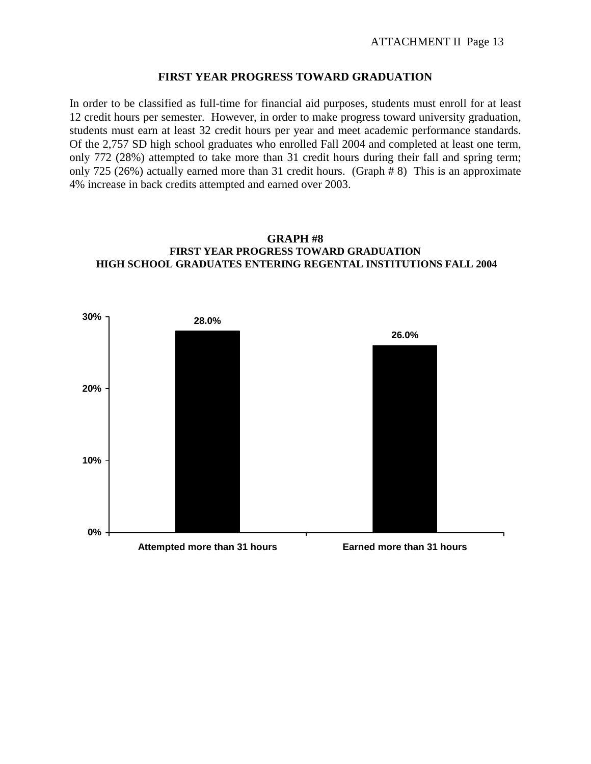## FIRST YEAR PROGRESS TOWARD GRADUATION

In order to be classified as full-time for financial aid purposes, students must enroll for at least 12 credit hours per semester. However, in order to make progress toward university graduation, students must earn at least 32 credit hours per year and meet academic performance standards. Of the 2,757 SD high school graduates who enrolled Fall 2004 and completed at least one term, only 772 (28%) attempted to take more than 31 credit hours during their fall and spring term; only 725 (26%) actually earned more than 31 credit hours. (Graph # 8) This is an approximate 4% increase in back credits attempted and earned over 2003.

**GRAPH #8**
**FIRST YEAR PROGRESS TOWARD GRADUATION**
**HIGH SCHOOL GRADUATES ENTERING REGENTAL INSTITUTIONS FALL 2004**

| | Percent |
|---|---|
| Attempted more than 31 hours | 28.0% |
| Earned more than 31 hours | 26.0% |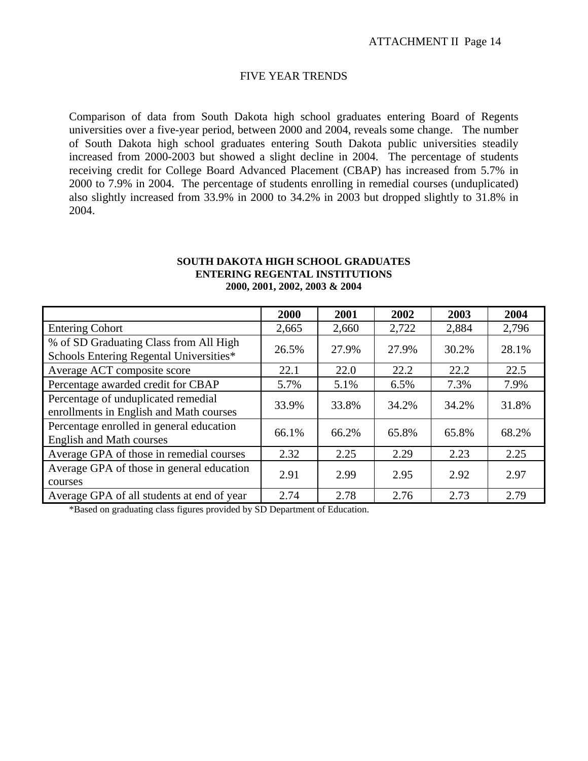## FIVE YEAR TRENDS

Comparison of data from South Dakota high school graduates entering Board of Regents universities over a five-year period, between 2000 and 2004, reveals some change. The number of South Dakota high school graduates entering South Dakota public universities steadily increased from 2000-2003 but showed a slight decline in 2004. The percentage of students receiving credit for College Board Advanced Placement (CBAP) has increased from 5.7% in 2000 to 7.9% in 2004. The percentage of students enrolling in remedial courses (unduplicated) also slightly increased from 33.9% in 2000 to 34.2% in 2003 but dropped slightly to 31.8% in 2004.

**SOUTH DAKOTA HIGH SCHOOL GRADUATES ENTERING REGENTAL INSTITUTIONS 2000, 2001, 2002, 2003 & 2004**

| | 2000 | 2001 | 2002 | 2003 | 2004 |
|---|---|---|---|---|---|
| Entering Cohort | 2,665 | 2,660 | 2,722 | 2,884 | 2,796 |
| % of SD Graduating Class from All High Schools Entering Regental Universities* | 26.5% | 27.9% | 27.9% | 30.2% | 28.1% |
| Average ACT composite score | 22.1 | 22.0 | 22.2 | 22.2 | 22.5 |
| Percentage awarded credit for CBAP | 5.7% | 5.1% | 6.5% | 7.3% | 7.9% |
| Percentage of unduplicated remedial enrollments in English and Math courses | 33.9% | 33.8% | 34.2% | 34.2% | 31.8% |
| Percentage enrolled in general education English and Math courses | 66.1% | 66.2% | 65.8% | 65.8% | 68.2% |
| Average GPA of those in remedial courses | 2.32 | 2.25 | 2.29 | 2.23 | 2.25 |
| Average GPA of those in general education courses | 2.91 | 2.99 | 2.95 | 2.92 | 2.97 |
| Average GPA of all students at end of year | 2.74 | 2.78 | 2.76 | 2.73 | 2.79 |

*Based on graduating class figures provided by SD Department of Education.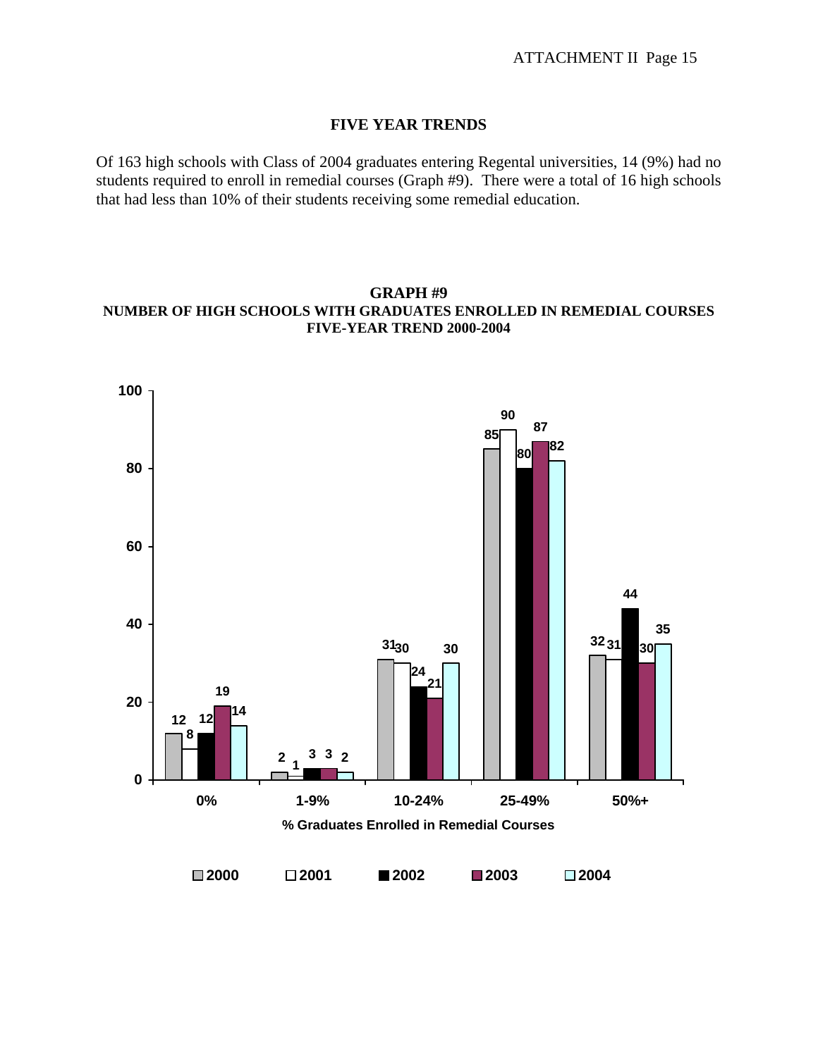# FIVE YEAR TRENDS

Of 163 high schools with Class of 2004 graduates entering Regental universities, 14 (9%) had no students required to enroll in remedial courses (Graph #9). There were a total of 16 high schools that had less than 10% of their students receiving some remedial education.

**GRAPH #9**
**NUMBER OF HIGH SCHOOLS WITH GRADUATES ENROLLED IN REMEDIAL COURSES**
**FIVE-YEAR TREND 2000-2004**

| % Graduates Enrolled in Remedial Courses | 2000 | 2001 | 2002 | 2003 | 2004 |
|---|---|---|---|---|---|
| 0% | 12 | 8 | 12 | 19 | 14 |
| 1-9% | 2 | 1 | 3 | 3 | 2 |
| 10-24% | 31 | 30 | 24 | 21 | 30 |
| 25-49% | 85 | 90 | 80 | 87 | 82 |
| 50%+ | 32 | 31 | 44 | 30 | 35 |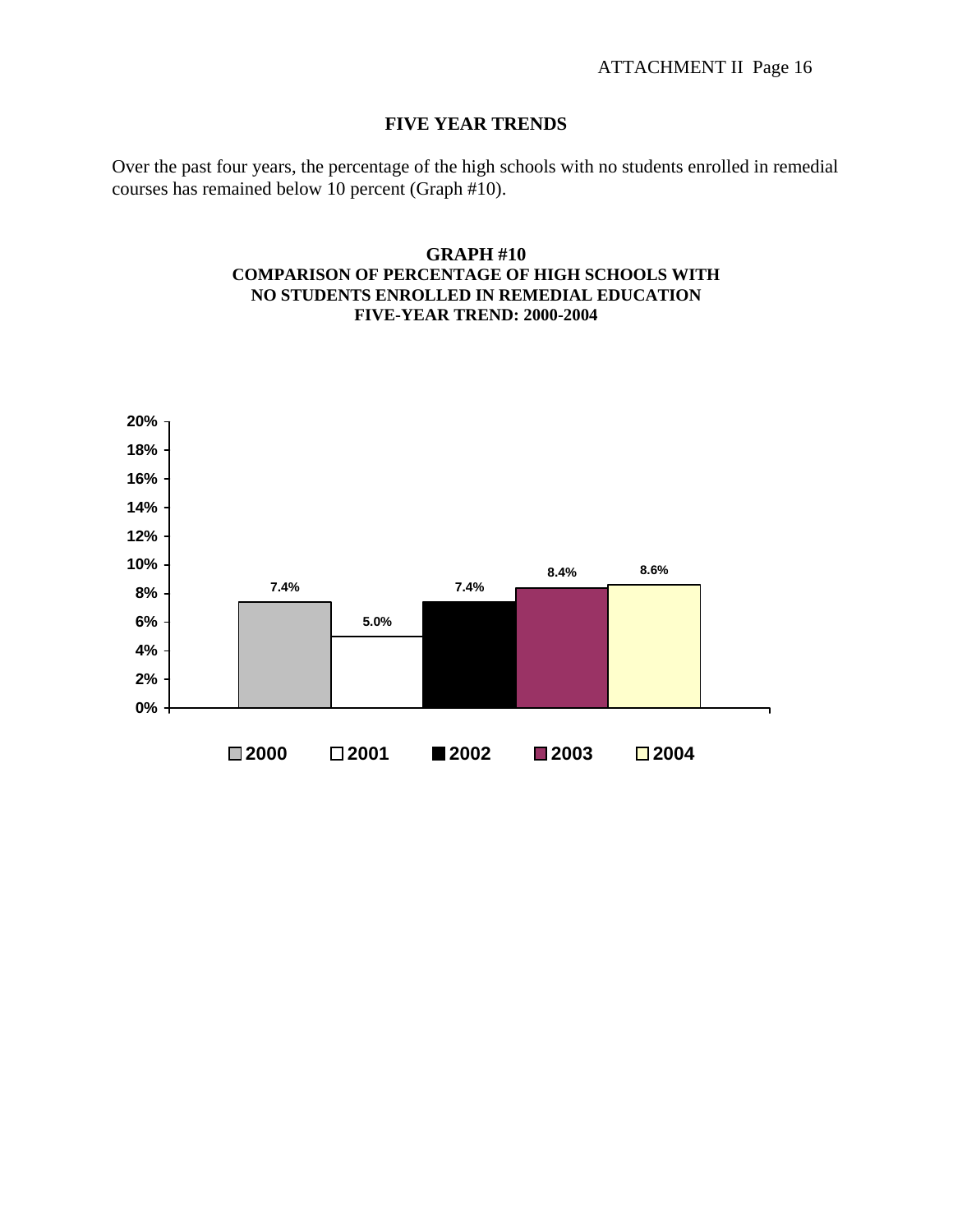## FIVE YEAR TRENDS

Over the past four years, the percentage of the high schools with no students enrolled in remedial courses has remained below 10 percent (Graph #10).

**GRAPH #10**
**COMPARISON OF PERCENTAGE OF HIGH SCHOOLS WITH NO STUDENTS ENROLLED IN REMEDIAL EDUCATION**
**FIVE-YEAR TREND: 2000-2004**

| Year | Percentage |
| --- | --- |
| 2000 | 7.4% |
| 2001 | 5.0% |
| 2002 | 7.4% |
| 2003 | 8.4% |
| 2004 | 8.6% |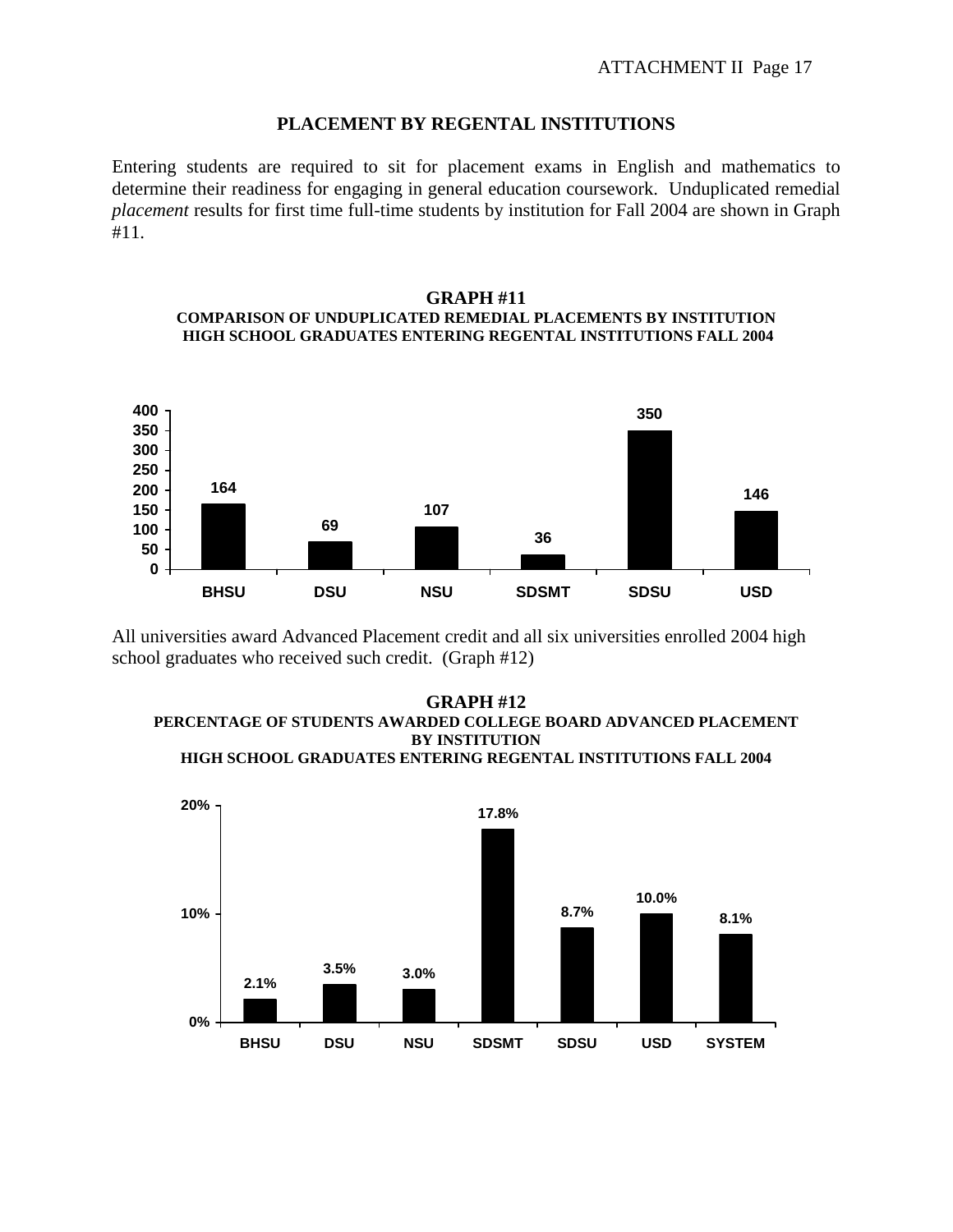## PLACEMENT BY REGENTAL INSTITUTIONS

Entering students are required to sit for placement exams in English and mathematics to determine their readiness for engaging in general education coursework. Unduplicated remedial *placement* results for first time full-time students by institution for Fall 2004 are shown in Graph #11.

**GRAPH #11**
**COMPARISON OF UNDUPLICATED REMEDIAL PLACEMENTS BY INSTITUTION**
**HIGH SCHOOL GRADUATES ENTERING REGENTAL INSTITUTIONS FALL 2004**

| Institution | Remedial Placements |
|---|---|
| BHSU | 164 |
| DSU | 69 |
| NSU | 107 |
| SDSMT | 36 |
| SDSU | 350 |
| USD | 146 |

All universities award Advanced Placement credit and all six universities enrolled 2004 high school graduates who received such credit. (Graph #12)

**GRAPH #12**
**PERCENTAGE OF STUDENTS AWARDED COLLEGE BOARD ADVANCED PLACEMENT BY INSTITUTION**
**HIGH SCHOOL GRADUATES ENTERING REGENTAL INSTITUTIONS FALL 2004**

| Institution | Percentage |
|---|---|
| BHSU | 2.1% |
| DSU | 3.5% |
| NSU | 3.0% |
| SDSMT | 17.8% |
| SDSU | 8.7% |
| USD | 10.0% |
| SYSTEM | 8.1% |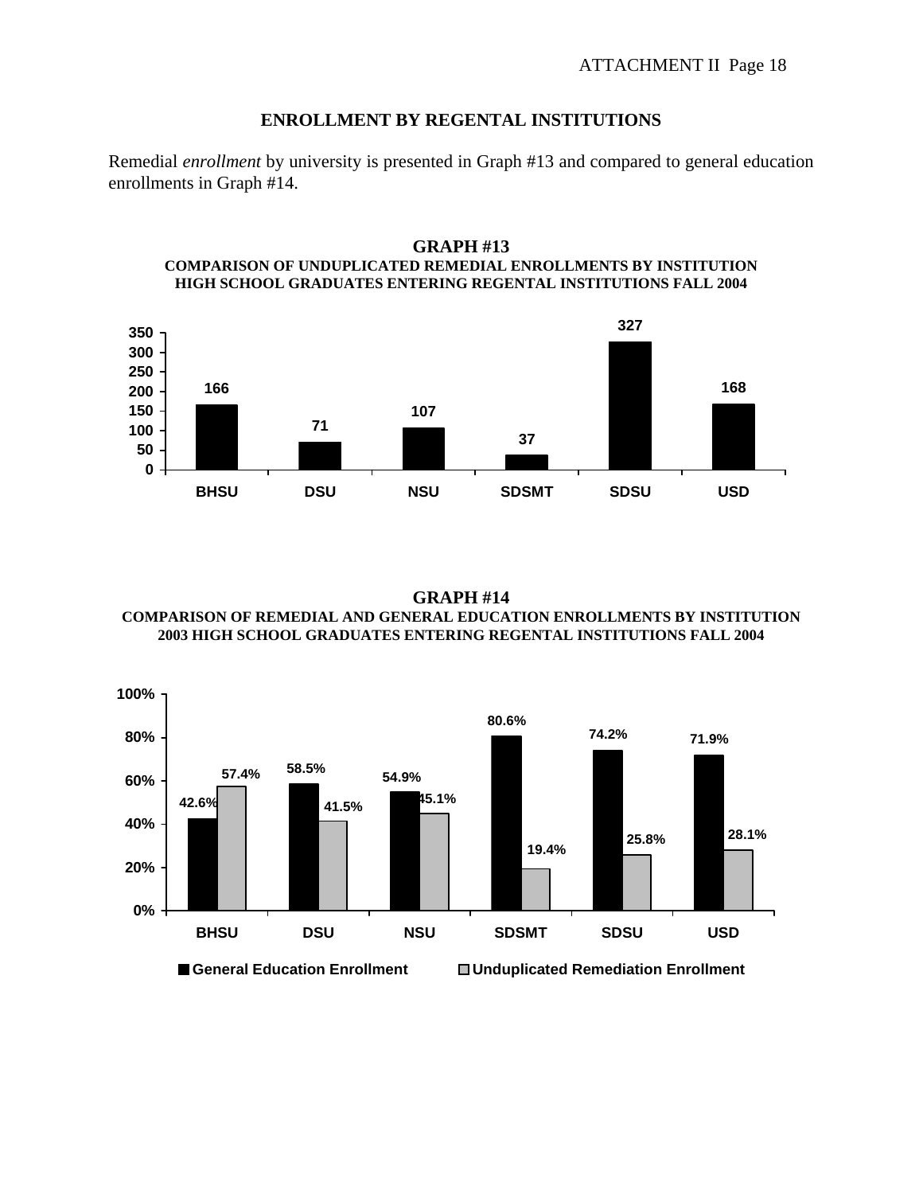## ENROLLMENT BY REGENTAL INSTITUTIONS

Remedial *enrollment* by university is presented in Graph #13 and compared to general education enrollments in Graph #14.

### GRAPH #13
**COMPARISON OF UNDUPLICATED REMEDIAL ENROLLMENTS BY INSTITUTION**
**HIGH SCHOOL GRADUATES ENTERING REGENTAL INSTITUTIONS FALL 2004**

| Institution | Unduplicated Remedial Enrollments |
|---|---|
| BHSU | 166 |
| DSU | 71 |
| NSU | 107 |
| SDSMT | 37 |
| SDSU | 327 |
| USD | 168 |

### GRAPH #14
**COMPARISON OF REMEDIAL AND GENERAL EDUCATION ENROLLMENTS BY INSTITUTION**
**2003 HIGH SCHOOL GRADUATES ENTERING REGENTAL INSTITUTIONS FALL 2004**

| Institution | General Education Enrollment | Unduplicated Remediation Enrollment |
|---|---|---|
| BHSU | 42.6% | 57.4% |
| DSU | 58.5% | 41.5% |
| NSU | 54.9% | 45.1% |
| SDSMT | 80.6% | 19.4% |
| SDSU | 74.2% | 25.8% |
| USD | 71.9% | 28.1% |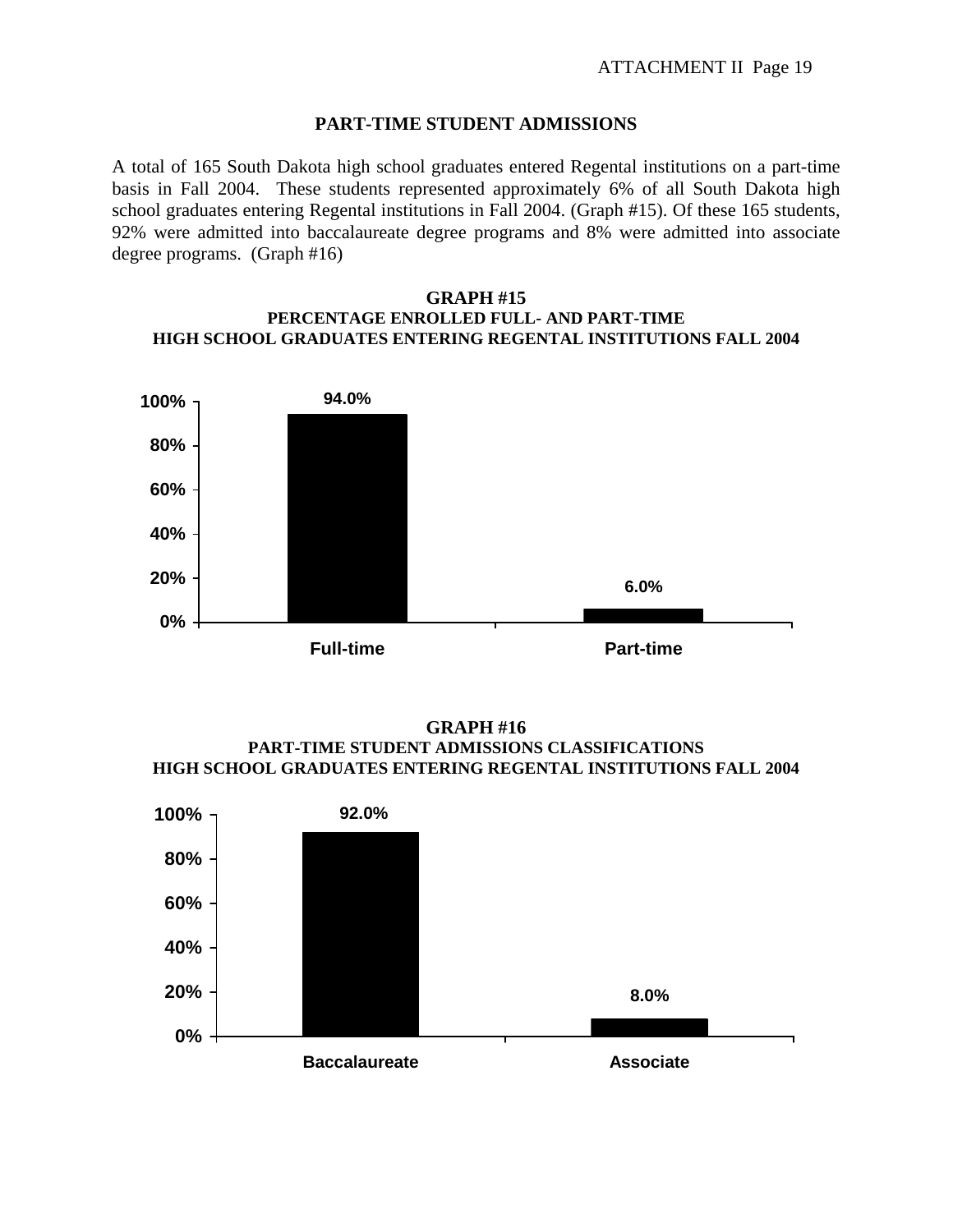## PART-TIME STUDENT ADMISSIONS

A total of 165 South Dakota high school graduates entered Regental institutions on a part-time basis in Fall 2004. These students represented approximately 6% of all South Dakota high school graduates entering Regental institutions in Fall 2004. (Graph #15). Of these 165 students, 92% were admitted into baccalaureate degree programs and 8% were admitted into associate degree programs. (Graph #16)

**GRAPH #15**
**PERCENTAGE ENROLLED FULL- AND PART-TIME**
**HIGH SCHOOL GRADUATES ENTERING REGENTAL INSTITUTIONS FALL 2004**

| | Percentage |
|---|---|
| Full-time | 94.0% |
| Part-time | 6.0% |

**GRAPH #16**
**PART-TIME STUDENT ADMISSIONS CLASSIFICATIONS**
**HIGH SCHOOL GRADUATES ENTERING REGENTAL INSTITUTIONS FALL 2004**

| | Percentage |
|---|---|
| Baccalaureate | 92.0% |
| Associate | 8.0% |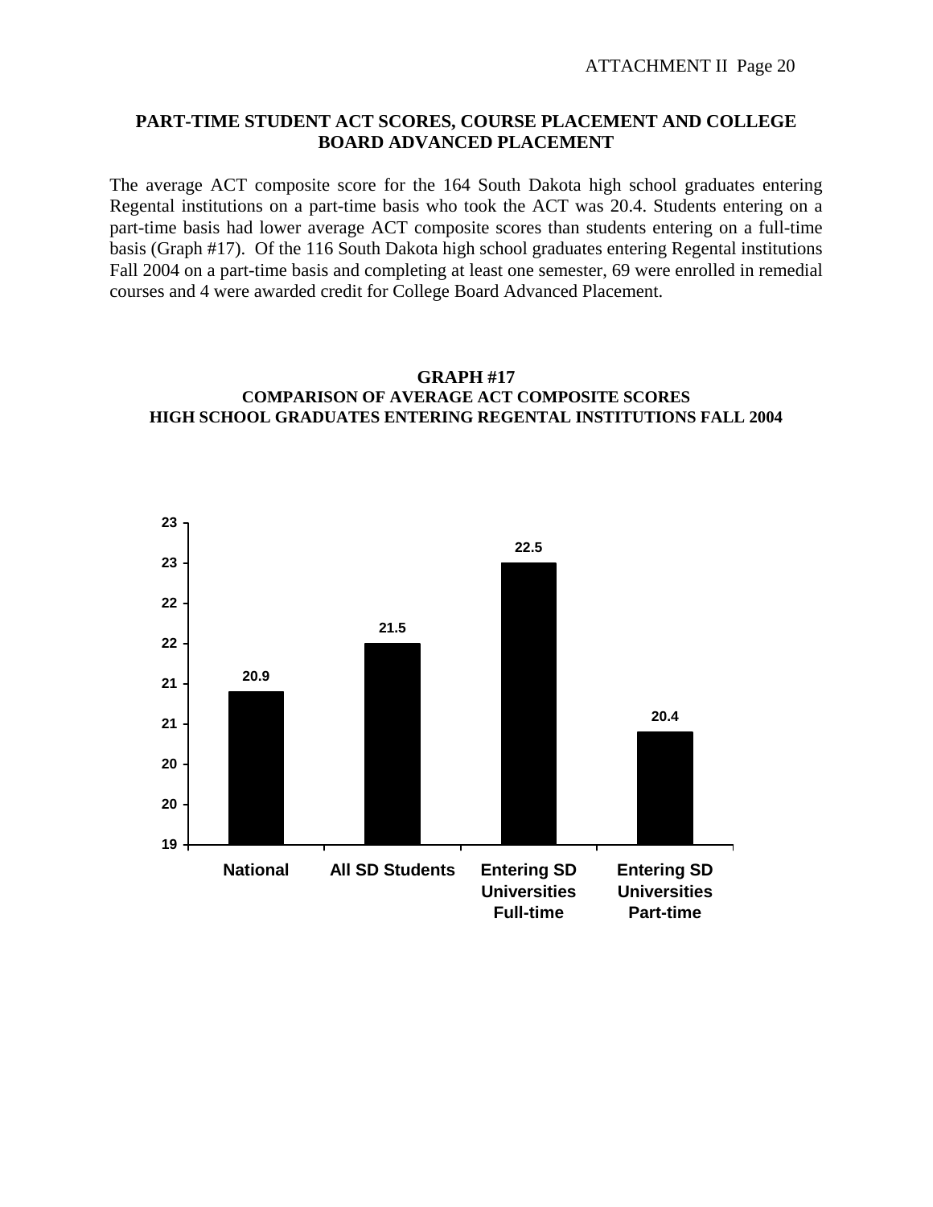## PART-TIME STUDENT ACT SCORES, COURSE PLACEMENT AND COLLEGE BOARD ADVANCED PLACEMENT

The average ACT composite score for the 164 South Dakota high school graduates entering Regental institutions on a part-time basis who took the ACT was 20.4. Students entering on a part-time basis had lower average ACT composite scores than students entering on a full-time basis (Graph #17). Of the 116 South Dakota high school graduates entering Regental institutions Fall 2004 on a part-time basis and completing at least one semester, 69 were enrolled in remedial courses and 4 were awarded credit for College Board Advanced Placement.

**GRAPH #17**
**COMPARISON OF AVERAGE ACT COMPOSITE SCORES**
**HIGH SCHOOL GRADUATES ENTERING REGENTAL INSTITUTIONS FALL 2004**

23
23
22
22
21
21
20
20
19

20.9
21.5
22.5
20.4

National
All SD Students
Entering SD Universities Full-time
Entering SD Universities Part-time